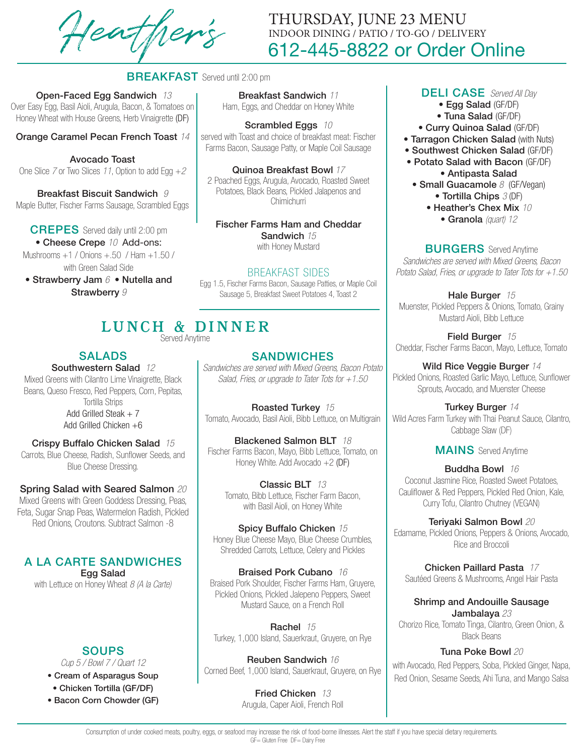# Heather's

## THURSDAY, JUNE 23 MENU

INDOOR DINING / PATIO / TO-GO / DELIVERY

612-445-8822 or Order Online

## BREAKFAST Served until 2:00 pm

**Open-Faced Egg Sandwich** *13*
Over Easy Egg, Basil Aioli, Arugula, Bacon, & Tomatoes on Honey Wheat with House Greens, Herb Vinaigrette (DF)

**Orange Caramel Pecan French Toast** *14*

**Avocado Toast**
One Slice *7* or Two Slices *11*, Option to add Egg *+2*

**Breakfast Biscuit Sandwich** *9*
Maple Butter, Fischer Farms Sausage, Scrambled Eggs

### CREPES Served daily until 2:00 pm

- **Cheese Crepe** *10* Add-ons: Mushrooms +1 / Onions +.50 / Ham +1.50 / with Green Salad Side
- **Strawberry Jam** *6*
- **Nutella and Strawberry** *9*

**Breakfast Sandwich** *11*
Ham, Eggs, and Cheddar on Honey White

**Scrambled Eggs** *10*
served with Toast and choice of breakfast meat: Fischer Farms Bacon, Sausage Patty, or Maple Coil Sausage

**Quinoa Breakfast Bowl** *17*
2 Poached Eggs, Arugula, Avocado, Roasted Sweet Potatoes, Black Beans, Pickled Jalapenos and Chimichurri

**Fischer Farms Ham and Cheddar Sandwich** *15*
with Honey Mustard

### BREAKFAST SIDES

Egg 1.5, Fischer Farms Bacon, Sausage Patties, or Maple Coil Sausage 5, Breakfast Sweet Potatoes 4, Toast 2

## DELI CASE *Served All Day*

- **Egg Salad** (GF/DF)
- **Tuna Salad** (GF/DF)
- **Curry Quinoa Salad** (GF/DF)
- **Tarragon Chicken Salad** (with Nuts)
- **Southwest Chicken Salad** (GF/DF)
- **Potato Salad with Bacon** (GF/DF)
- **Antipasta Salad**
- **Small Guacamole** *8* (GF/Vegan)
- **Tortilla Chips** *3* (DF)
- **Heather's Chex Mix** *10*
- **Granola** *(quart) 12*

## LUNCH & DINNER

Served Anytime

### SALADS

**Southwestern Salad** *12*
Mixed Greens with Cilantro Lime Vinaigrette, Black Beans, Queso Fresco, Red Peppers, Corn, Pepitas, Tortilla Strips
Add Grilled Steak + 7
Add Grilled Chicken +6

**Crispy Buffalo Chicken Salad** *15*
Carrots, Blue Cheese, Radish, Sunflower Seeds, and Blue Cheese Dressing.

**Spring Salad with Seared Salmon** *20*
Mixed Greens with Green Goddess Dressing, Peas, Feta, Sugar Snap Peas, Watermelon Radish, Pickled Red Onions, Croutons. Subtract Salmon -8

### A LA CARTE SANDWICHES

**Egg Salad**
with Lettuce on Honey Wheat *8 (A la Carte)*

### SOUPS

*Cup 5 / Bowl 7 / Quart 12*

- **Cream of Asparagus Soup**
- **Chicken Tortilla (GF/DF)**
- **Bacon Corn Chowder (GF)**

### SANDWICHES

*Sandwiches are served with Mixed Greens, Bacon Potato Salad, Fries, or upgrade to Tater Tots for +1.50*

**Roasted Turkey** *15*
Tomato, Avocado, Basil Aioli, Bibb Lettuce, on Multigrain

**Blackened Salmon BLT** *18*
Fischer Farms Bacon, Mayo, Bibb Lettuce, Tomato, on Honey White. Add Avocado +2 (DF)

**Classic BLT** *13*
Tomato, Bibb Lettuce, Fischer Farm Bacon, with Basil Aioli, on Honey White

**Spicy Buffalo Chicken** *15*
Honey Blue Cheese Mayo, Blue Cheese Crumbles, Shredded Carrots, Lettuce, Celery and Pickles

**Braised Pork Cubano** *16*
Braised Pork Shoulder, Fischer Farms Ham, Gruyere, Pickled Onions, Pickled Jalepeno Peppers, Sweet Mustard Sauce, on a French Roll

**Rachel** *15*
Turkey, 1,000 Island, Sauerkraut, Gruyere, on Rye

**Reuben Sandwich** *16*
Corned Beef, 1,000 Island, Sauerkraut, Gruyere, on Rye

**Fried Chicken** *13*
Arugula, Caper Aioli, French Roll

### BURGERS Served Anytime

*Sandwiches are served with Mixed Greens, Bacon Potato Salad, Fries, or upgrade to Tater Tots for +1.50*

**Hale Burger** *15*
Muenster, Pickled Peppers & Onions, Tomato, Grainy Mustard Aioli, Bibb Lettuce

**Field Burger** *15*
Cheddar, Fischer Farms Bacon, Mayo, Lettuce, Tomato

**Wild Rice Veggie Burger** *14*
Pickled Onions, Roasted Garlic Mayo, Lettuce, Sunflower Sprouts, Avocado, and Muenster Cheese

**Turkey Burger** *14*
Wild Acres Farm Turkey with Thai Peanut Sauce, Cilantro, Cabbage Slaw (DF)

### MAINS Served Anytime

**Buddha Bowl** *16*
Coconut Jasmine Rice, Roasted Sweet Potatoes, Cauliflower & Red Peppers, Pickled Red Onion, Kale, Curry Tofu, Cilantro Chutney (VEGAN)

**Teriyaki Salmon Bowl** *20*
Edamame, Pickled Onions, Peppers & Onions, Avocado, Rice and Broccoli

**Chicken Paillard Pasta** *17*
Sautéed Greens & Mushrooms, Angel Hair Pasta

**Shrimp and Andouille Sausage Jambalaya** *23*
Chorizo Rice, Tomato Tinga, Cilantro, Green Onion, & Black Beans

**Tuna Poke Bowl** *20*
with Avocado, Red Peppers, Soba, Pickled Ginger, Napa, Red Onion, Sesame Seeds, Ahi Tuna, and Mango Salsa

Consumption of under cooked meats, poultry, eggs, or seafood may increase the risk of food-borne illnesses. Alert the staff if you have special dietary requirements.
GF= Gluten Free DF= Dairy Free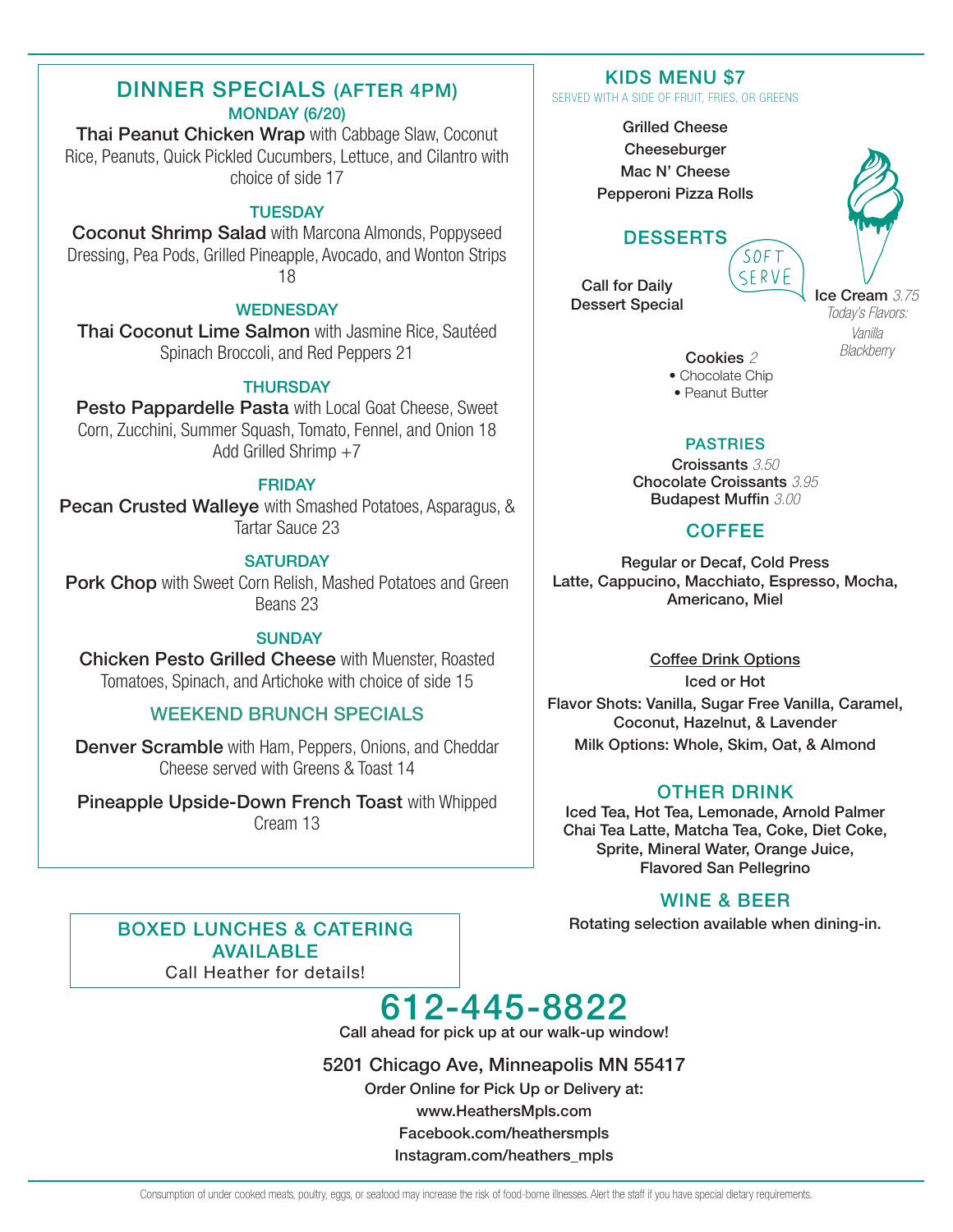## DINNER SPECIALS (AFTER 4PM)

### MONDAY (6/20)

**Thai Peanut Chicken Wrap** with Cabbage Slaw, Coconut Rice, Peanuts, Quick Pickled Cucumbers, Lettuce, and Cilantro with choice of side 17

### TUESDAY

**Coconut Shrimp Salad** with Marcona Almonds, Poppyseed Dressing, Pea Pods, Grilled Pineapple, Avocado, and Wonton Strips 18

### WEDNESDAY

**Thai Coconut Lime Salmon** with Jasmine Rice, Sautéed Spinach Broccoli, and Red Peppers 21

### THURSDAY

**Pesto Pappardelle Pasta** with Local Goat Cheese, Sweet Corn, Zucchini, Summer Squash, Tomato, Fennel, and Onion 18
Add Grilled Shrimp +7

### FRIDAY

**Pecan Crusted Walleye** with Smashed Potatoes, Asparagus, & Tartar Sauce 23

### SATURDAY

**Pork Chop** with Sweet Corn Relish, Mashed Potatoes and Green Beans 23

### SUNDAY

**Chicken Pesto Grilled Cheese** with Muenster, Roasted Tomatoes, Spinach, and Artichoke with choice of side 15

## WEEKEND BRUNCH SPECIALS

**Denver Scramble** with Ham, Peppers, Onions, and Cheddar Cheese served with Greens & Toast 14

**Pineapple Upside-Down French Toast** with Whipped Cream 13

## KIDS MENU $7

SERVED WITH A SIDE OF FRUIT, FRIES, OR GREENS

**Grilled Cheese**
**Cheeseburger**
**Mac N' Cheese**
**Pepperoni Pizza Rolls**

## DESSERTS

**Call for Daily Dessert Special**

SOFT SERVE

**Ice Cream** *3.75*
*Today's Flavors:*
*Vanilla*
*Blackberry*

**Cookies** *2*
- Chocolate Chip
- Peanut Butter

### PASTRIES

**Croissants** *3.50*
**Chocolate Croissants** *3.95*
**Budapest Muffin** *3.00*

## COFFEE

**Regular or Decaf, Cold Press**
**Latte, Cappucino, Macchiato, Espresso, Mocha, Americano, Miel**

Coffee Drink Options

**Iced or Hot**
**Flavor Shots: Vanilla, Sugar Free Vanilla, Caramel, Coconut, Hazelnut, & Lavender**
**Milk Options: Whole, Skim, Oat, & Almond**

## OTHER DRINK

**Iced Tea, Hot Tea, Lemonade, Arnold Palmer Chai Tea Latte, Matcha Tea, Coke, Diet Coke, Sprite, Mineral Water, Orange Juice, Flavored San Pellegrino**

## WINE & BEER

**Rotating selection available when dining-in.**

## BOXED LUNCHES & CATERING AVAILABLE

Call Heather for details!

## 612-445-8822

**Call ahead for pick up at our walk-up window!**

5201 Chicago Ave, Minneapolis MN 55417

**Order Online for Pick Up or Delivery at:**
**www.HeathersMpls.com**
**Facebook.com/heathersmpls**
**Instagram.com/heathers_mpls**

Consumption of under cooked meats, poultry, eggs, or seafood may increase the risk of food-borne illnesses. Alert the staff if you have special dietary requirements.